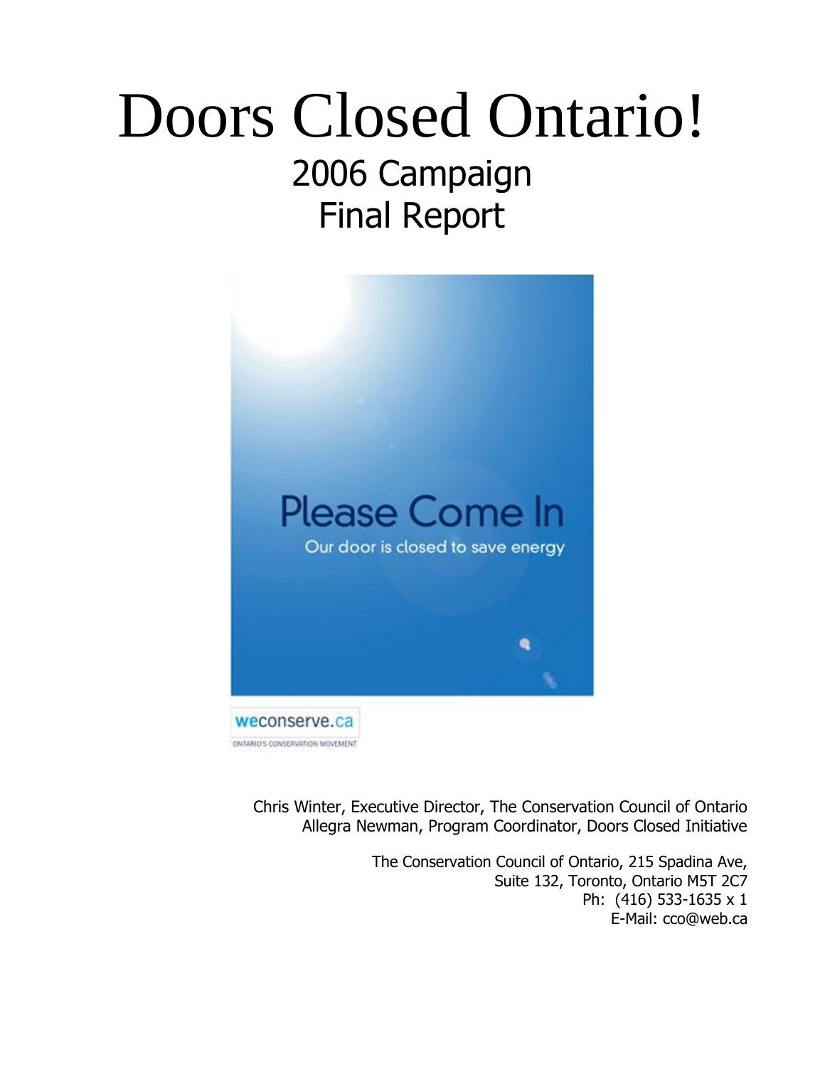# Doors Closed Ontario!

## 2006 Campaign
## Final Report

Please Come In

Our door is closed to save energy

weconserve.ca

ONTARIO'S CONSERVATION MOVEMENT

Chris Winter, Executive Director, The Conservation Council of Ontario
Allegra Newman, Program Coordinator, Doors Closed Initiative

The Conservation Council of Ontario, 215 Spadina Ave,
Suite 132, Toronto, Ontario M5T 2C7
Ph: (416) 533-1635 x 1
E-Mail: cco@web.ca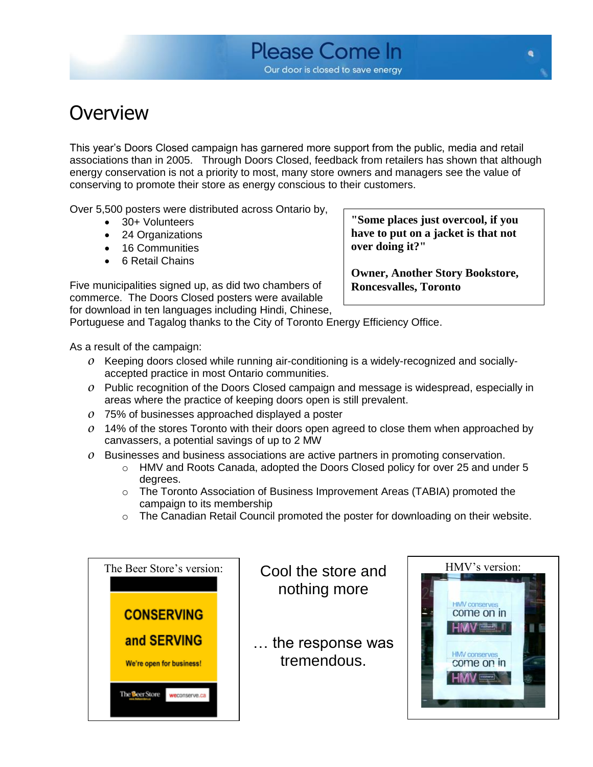Please Come In
Our door is closed to save energy

# Overview

This year's Doors Closed campaign has garnered more support from the public, media and retail associations than in 2005. Through Doors Closed, feedback from retailers has shown that although energy conservation is not a priority to most, many store owners and managers see the value of conserving to promote their store as energy conscious to their customers.

Over 5,500 posters were distributed across Ontario by,

- 30+ Volunteers
- 24 Organizations
- 16 Communities
- 6 Retail Chains

> **"Some places just overcool, if you have to put on a jacket is that not over doing it?"**
>
> **Owner, Another Story Bookstore, Roncesvalles, Toronto**

Five municipalities signed up, as did two chambers of commerce. The Doors Closed posters were available for download in ten languages including Hindi, Chinese, Portuguese and Tagalog thanks to the City of Toronto Energy Efficiency Office.

As a result of the campaign:

- Keeping doors closed while running air-conditioning is a widely-recognized and socially-accepted practice in most Ontario communities.
- Public recognition of the Doors Closed campaign and message is widespread, especially in areas where the practice of keeping doors open is still prevalent.
- 75% of businesses approached displayed a poster
- 14% of the stores Toronto with their doors open agreed to close them when approached by canvassers, a potential savings of up to 2 MW
- Businesses and business associations are active partners in promoting conservation.
  - HMV and Roots Canada, adopted the Doors Closed policy for over 25 and under 5 degrees.
  - The Toronto Association of Business Improvement Areas (TABIA) promoted the campaign to its membership
  - The Canadian Retail Council promoted the poster for downloading on their website.

The Beer Store's version:

CONSERVING and SERVING
We're open for business!
The Beer Store weconserve.ca

Cool the store and nothing more

… the response was tremendous.

HMV's version:

HMV conserves come on in HMV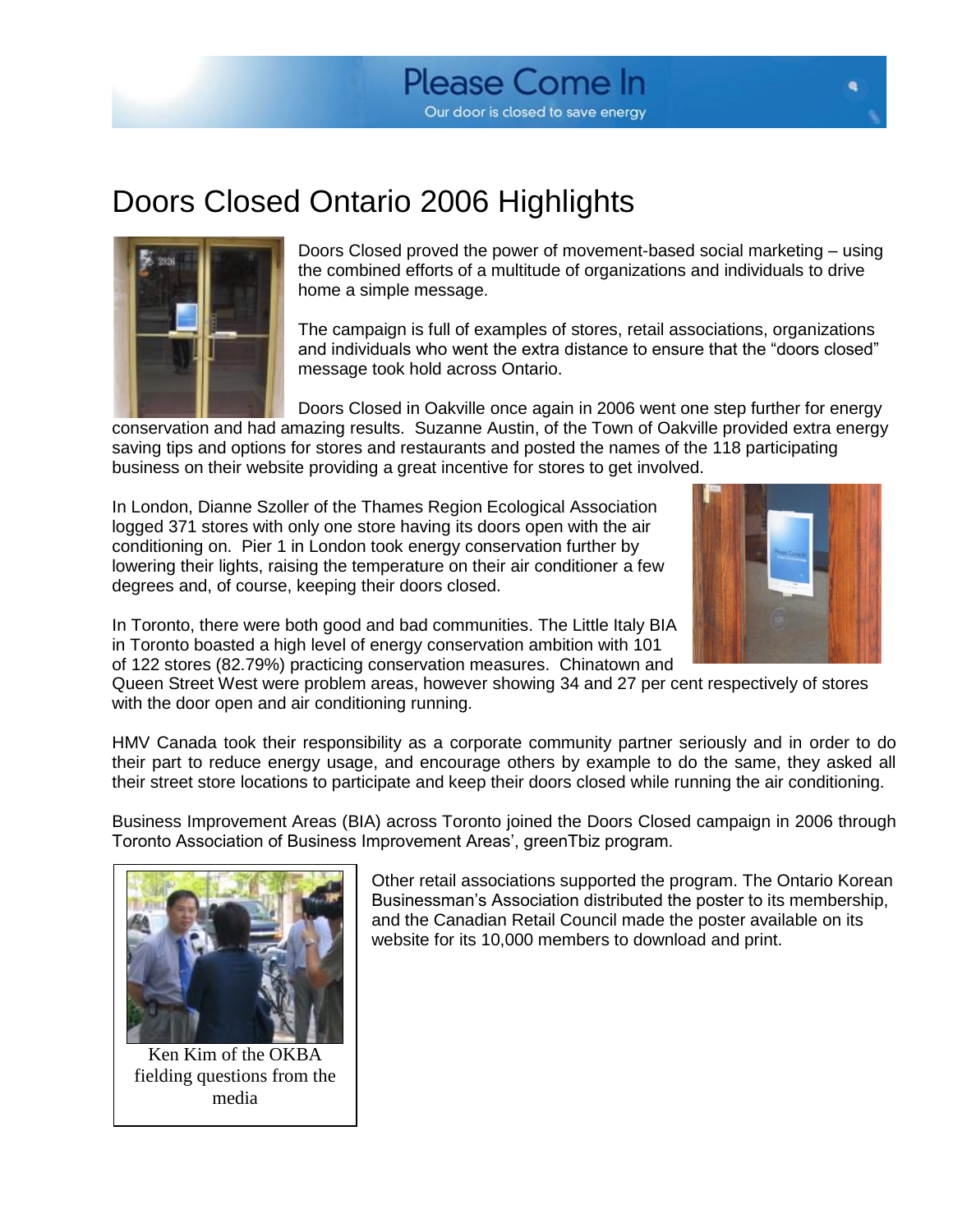Please Come In

Our door is closed to save energy

# Doors Closed Ontario 2006 Highlights

Doors Closed proved the power of movement-based social marketing – using the combined efforts of a multitude of organizations and individuals to drive home a simple message.

The campaign is full of examples of stores, retail associations, organizations and individuals who went the extra distance to ensure that the "doors closed" message took hold across Ontario.

Doors Closed in Oakville once again in 2006 went one step further for energy conservation and had amazing results. Suzanne Austin, of the Town of Oakville provided extra energy saving tips and options for stores and restaurants and posted the names of the 118 participating business on their website providing a great incentive for stores to get involved.

In London, Dianne Szoller of the Thames Region Ecological Association logged 371 stores with only one store having its doors open with the air conditioning on. Pier 1 in London took energy conservation further by lowering their lights, raising the temperature on their air conditioner a few degrees and, of course, keeping their doors closed.

In Toronto, there were both good and bad communities. The Little Italy BIA in Toronto boasted a high level of energy conservation ambition with 101 of 122 stores (82.79%) practicing conservation measures. Chinatown and Queen Street West were problem areas, however showing 34 and 27 per cent respectively of stores with the door open and air conditioning running.

HMV Canada took their responsibility as a corporate community partner seriously and in order to do their part to reduce energy usage, and encourage others by example to do the same, they asked all their street store locations to participate and keep their doors closed while running the air conditioning.

Business Improvement Areas (BIA) across Toronto joined the Doors Closed campaign in 2006 through Toronto Association of Business Improvement Areas', greenTbiz program.

Ken Kim of the OKBA fielding questions from the media

Other retail associations supported the program. The Ontario Korean Businessman's Association distributed the poster to its membership, and the Canadian Retail Council made the poster available on its website for its 10,000 members to download and print.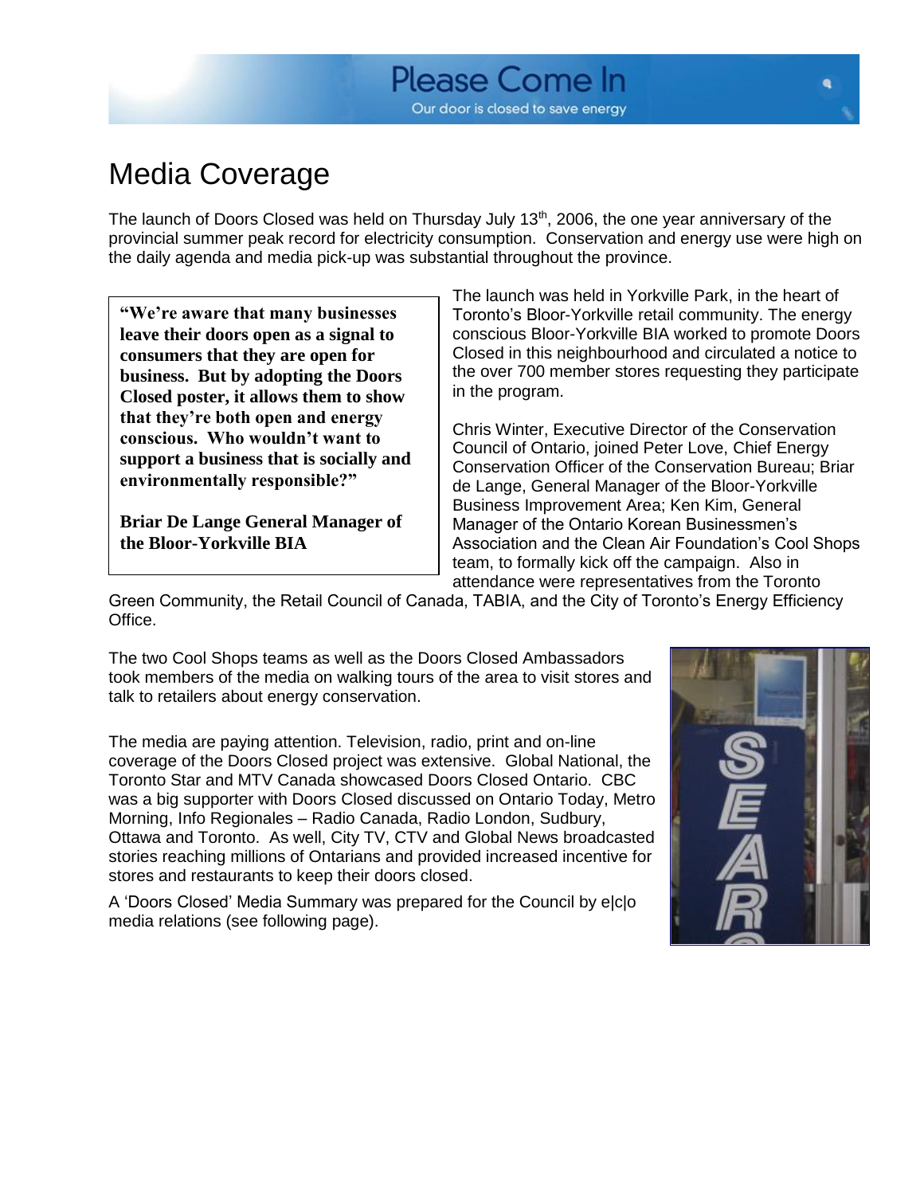# Media Coverage

The launch of Doors Closed was held on Thursday July 13th, 2006, the one year anniversary of the provincial summer peak record for electricity consumption. Conservation and energy use were high on the daily agenda and media pick-up was substantial throughout the province.

> **"We're aware that many businesses leave their doors open as a signal to consumers that they are open for business. But by adopting the Doors Closed poster, it allows them to show that they're both open and energy conscious. Who wouldn't want to support a business that is socially and environmentally responsible?"**
>
> **Briar De Lange General Manager of the Bloor-Yorkville BIA**

The launch was held in Yorkville Park, in the heart of Toronto's Bloor-Yorkville retail community. The energy conscious Bloor-Yorkville BIA worked to promote Doors Closed in this neighbourhood and circulated a notice to the over 700 member stores requesting they participate in the program.

Chris Winter, Executive Director of the Conservation Council of Ontario, joined Peter Love, Chief Energy Conservation Officer of the Conservation Bureau; Briar de Lange, General Manager of the Bloor-Yorkville Business Improvement Area; Ken Kim, General Manager of the Ontario Korean Businessmen's Association and the Clean Air Foundation's Cool Shops team, to formally kick off the campaign. Also in attendance were representatives from the Toronto Green Community, the Retail Council of Canada, TABIA, and the City of Toronto's Energy Efficiency Office.

The two Cool Shops teams as well as the Doors Closed Ambassadors took members of the media on walking tours of the area to visit stores and talk to retailers about energy conservation.

The media are paying attention. Television, radio, print and on-line coverage of the Doors Closed project was extensive. Global National, the Toronto Star and MTV Canada showcased Doors Closed Ontario. CBC was a big supporter with Doors Closed discussed on Ontario Today, Metro Morning, Info Regionales – Radio Canada, Radio London, Sudbury, Ottawa and Toronto. As well, City TV, CTV and Global News broadcasted stories reaching millions of Ontarians and provided increased incentive for stores and restaurants to keep their doors closed.

A 'Doors Closed' Media Summary was prepared for the Council by e|c|o media relations (see following page).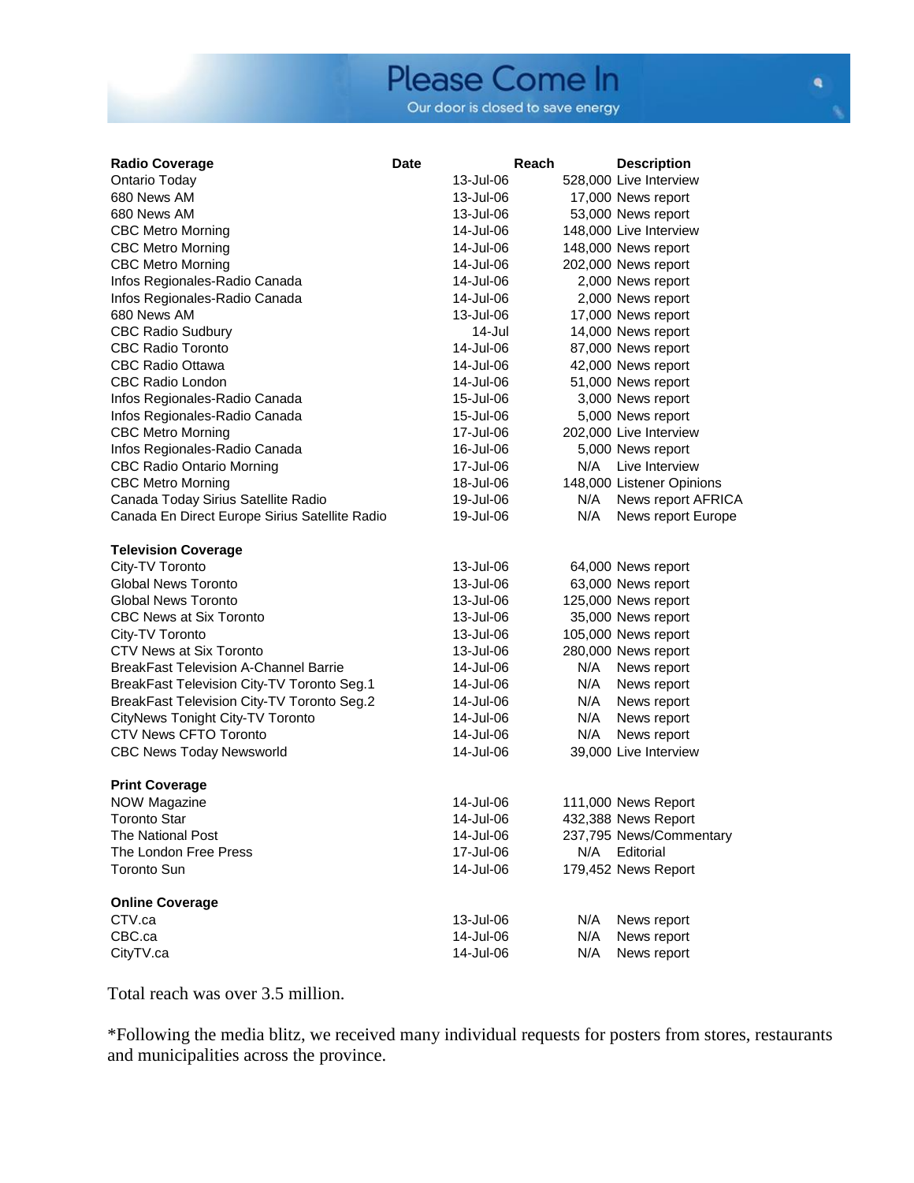# Please Come In

Our door is closed to save energy

| Radio Coverage | Date | Reach | Description |
|---|---|---|---|
| Ontario Today | 13-Jul-06 | 528,000 | Live Interview |
| 680 News AM | 13-Jul-06 | 17,000 | News report |
| 680 News AM | 13-Jul-06 | 53,000 | News report |
| CBC Metro Morning | 14-Jul-06 | 148,000 | Live Interview |
| CBC Metro Morning | 14-Jul-06 | 148,000 | News report |
| CBC Metro Morning | 14-Jul-06 | 202,000 | News report |
| Infos Regionales-Radio Canada | 14-Jul-06 | 2,000 | News report |
| Infos Regionales-Radio Canada | 14-Jul-06 | 2,000 | News report |
| 680 News AM | 13-Jul-06 | 17,000 | News report |
| CBC Radio Sudbury | 14-Jul | 14,000 | News report |
| CBC Radio Toronto | 14-Jul-06 | 87,000 | News report |
| CBC Radio Ottawa | 14-Jul-06 | 42,000 | News report |
| CBC Radio London | 14-Jul-06 | 51,000 | News report |
| Infos Regionales-Radio Canada | 15-Jul-06 | 3,000 | News report |
| Infos Regionales-Radio Canada | 15-Jul-06 | 5,000 | News report |
| CBC Metro Morning | 17-Jul-06 | 202,000 | Live Interview |
| Infos Regionales-Radio Canada | 16-Jul-06 | 5,000 | News report |
| CBC Radio Ontario Morning | 17-Jul-06 | N/A | Live Interview |
| CBC Metro Morning | 18-Jul-06 | 148,000 | Listener Opinions |
| Canada Today Sirius Satellite Radio | 19-Jul-06 | N/A | News report AFRICA |
| Canada En Direct Europe Sirius Satellite Radio | 19-Jul-06 | N/A | News report Europe |
| **Television Coverage** | | | |
| City-TV Toronto | 13-Jul-06 | 64,000 | News report |
| Global News Toronto | 13-Jul-06 | 63,000 | News report |
| Global News Toronto | 13-Jul-06 | 125,000 | News report |
| CBC News at Six Toronto | 13-Jul-06 | 35,000 | News report |
| City-TV Toronto | 13-Jul-06 | 105,000 | News report |
| CTV News at Six Toronto | 13-Jul-06 | 280,000 | News report |
| BreakFast Television A-Channel Barrie | 14-Jul-06 | N/A | News report |
| BreakFast Television City-TV Toronto Seg.1 | 14-Jul-06 | N/A | News report |
| BreakFast Television City-TV Toronto Seg.2 | 14-Jul-06 | N/A | News report |
| CityNews Tonight City-TV Toronto | 14-Jul-06 | N/A | News report |
| CTV News CFTO Toronto | 14-Jul-06 | N/A | News report |
| CBC News Today Newsworld | 14-Jul-06 | 39,000 | Live Interview |
| **Print Coverage** | | | |
| NOW Magazine | 14-Jul-06 | 111,000 | News Report |
| Toronto Star | 14-Jul-06 | 432,388 | News Report |
| The National Post | 14-Jul-06 | 237,795 | News/Commentary |
| The London Free Press | 17-Jul-06 | N/A | Editorial |
| Toronto Sun | 14-Jul-06 | 179,452 | News Report |
| **Online Coverage** | | | |
| CTV.ca | 13-Jul-06 | N/A | News report |
| CBC.ca | 14-Jul-06 | N/A | News report |
| CityTV.ca | 14-Jul-06 | N/A | News report |

Total reach was over 3.5 million.

*Following the media blitz, we received many individual requests for posters from stores, restaurants and municipalities across the province.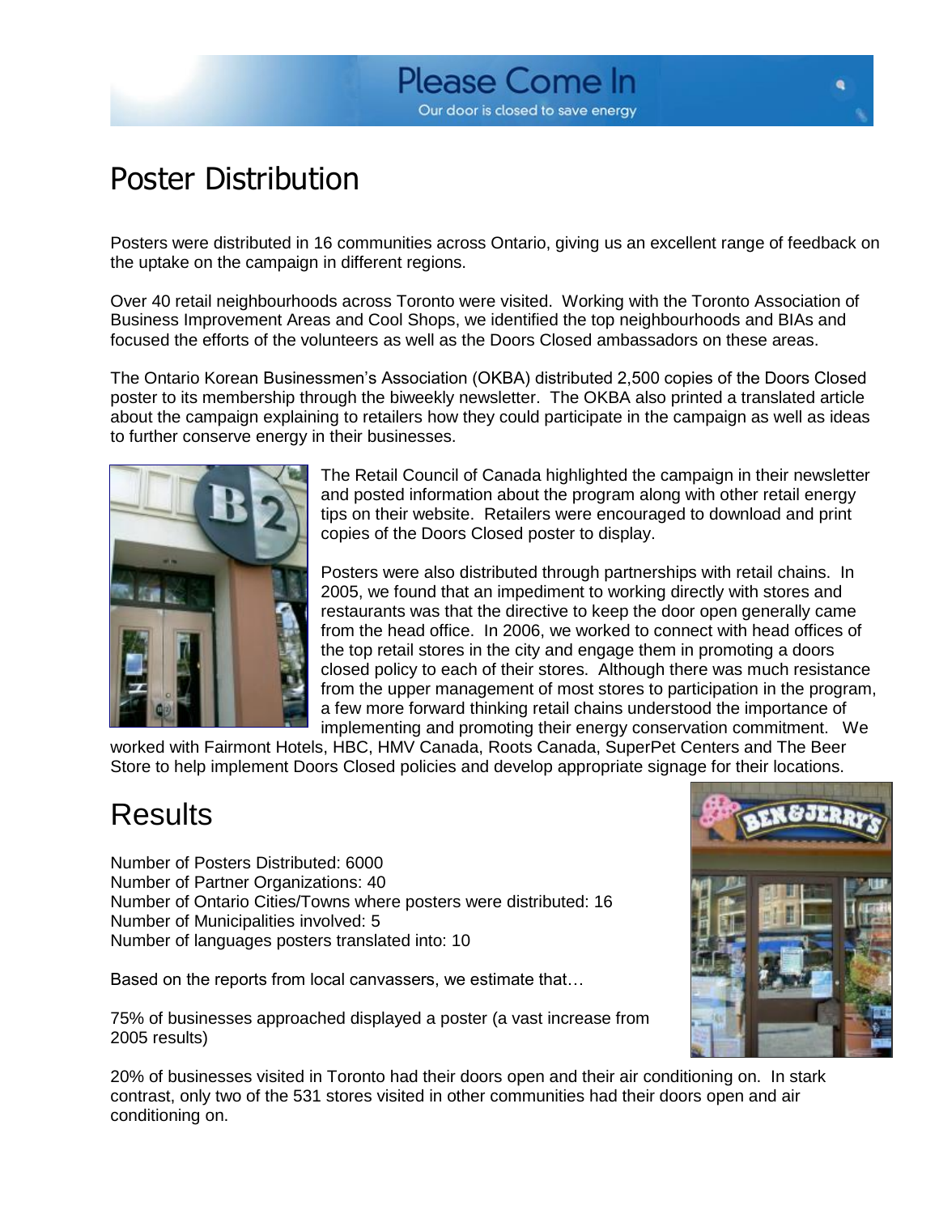# Poster Distribution

Posters were distributed in 16 communities across Ontario, giving us an excellent range of feedback on the uptake on the campaign in different regions.

Over 40 retail neighbourhoods across Toronto were visited. Working with the Toronto Association of Business Improvement Areas and Cool Shops, we identified the top neighbourhoods and BIAs and focused the efforts of the volunteers as well as the Doors Closed ambassadors on these areas.

The Ontario Korean Businessmen's Association (OKBA) distributed 2,500 copies of the Doors Closed poster to its membership through the biweekly newsletter. The OKBA also printed a translated article about the campaign explaining to retailers how they could participate in the campaign as well as ideas to further conserve energy in their businesses.

The Retail Council of Canada highlighted the campaign in their newsletter and posted information about the program along with other retail energy tips on their website. Retailers were encouraged to download and print copies of the Doors Closed poster to display.

Posters were also distributed through partnerships with retail chains. In 2005, we found that an impediment to working directly with stores and restaurants was that the directive to keep the door open generally came from the head office. In 2006, we worked to connect with head offices of the top retail stores in the city and engage them in promoting a doors closed policy to each of their stores. Although there was much resistance from the upper management of most stores to participation in the program, a few more forward thinking retail chains understood the importance of implementing and promoting their energy conservation commitment. We worked with Fairmont Hotels, HBC, HMV Canada, Roots Canada, SuperPet Centers and The Beer Store to help implement Doors Closed policies and develop appropriate signage for their locations.

# Results

Number of Posters Distributed: 6000
Number of Partner Organizations: 40
Number of Ontario Cities/Towns where posters were distributed: 16
Number of Municipalities involved: 5
Number of languages posters translated into: 10

Based on the reports from local canvassers, we estimate that…

75% of businesses approached displayed a poster (a vast increase from 2005 results)

20% of businesses visited in Toronto had their doors open and their air conditioning on. In stark contrast, only two of the 531 stores visited in other communities had their doors open and air conditioning on.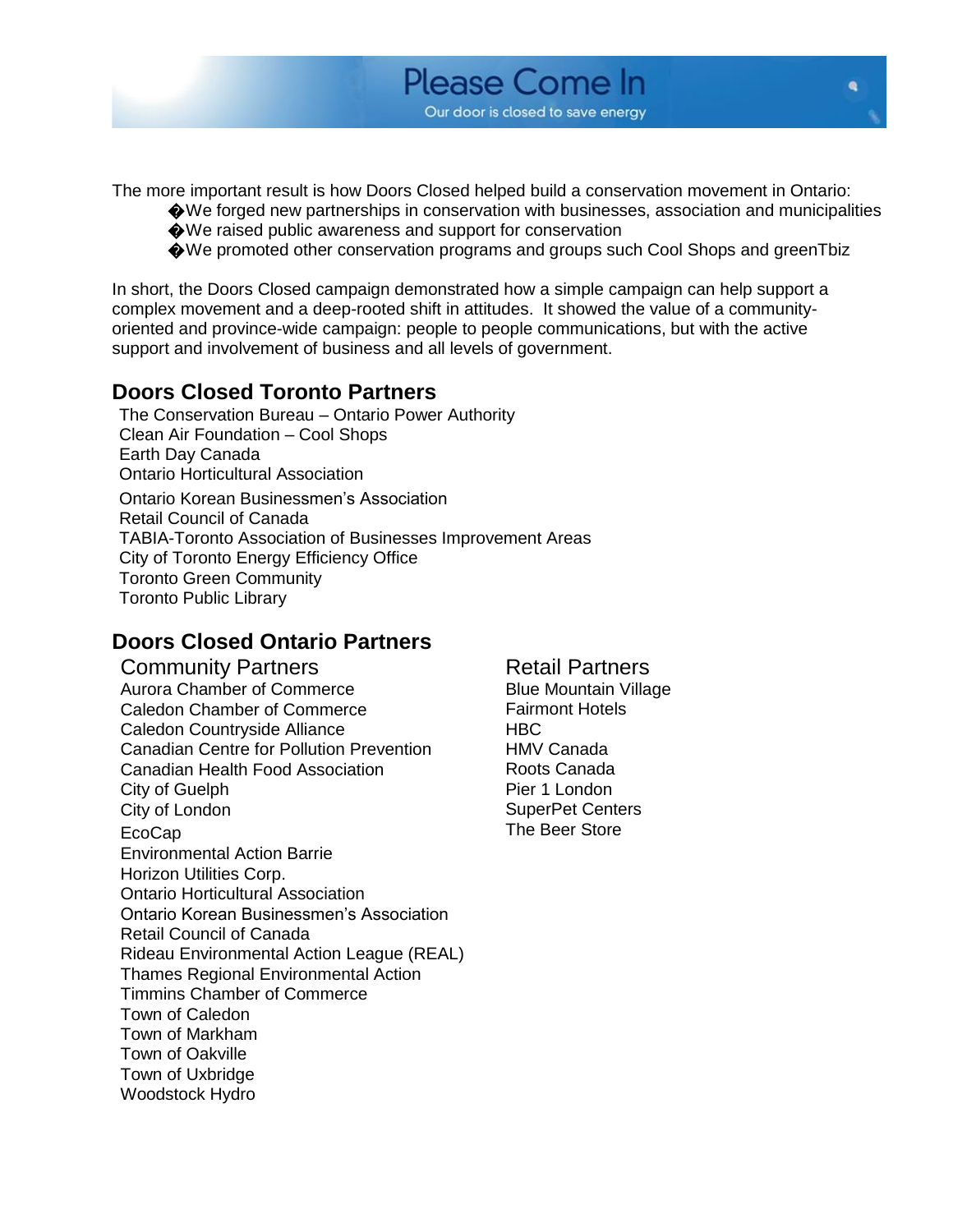Please Come In

Our door is closed to save energy

The more important result is how Doors Closed helped build a conservation movement in Ontario:

- We forged new partnerships in conservation with businesses, association and municipalities
- We raised public awareness and support for conservation
- We promoted other conservation programs and groups such Cool Shops and greenTbiz

In short, the Doors Closed campaign demonstrated how a simple campaign can help support a complex movement and a deep-rooted shift in attitudes. It showed the value of a community-oriented and province-wide campaign: people to people communications, but with the active support and involvement of business and all levels of government.

## Doors Closed Toronto Partners

The Conservation Bureau – Ontario Power Authority
Clean Air Foundation – Cool Shops
Earth Day Canada
Ontario Horticultural Association
Ontario Korean Businessmen's Association
Retail Council of Canada
TABIA-Toronto Association of Businesses Improvement Areas
City of Toronto Energy Efficiency Office
Toronto Green Community
Toronto Public Library

## Doors Closed Ontario Partners

### Community Partners

Aurora Chamber of Commerce
Caledon Chamber of Commerce
Caledon Countryside Alliance
Canadian Centre for Pollution Prevention
Canadian Health Food Association
City of Guelph
City of London
EcoCap
Environmental Action Barrie
Horizon Utilities Corp.
Ontario Horticultural Association
Ontario Korean Businessmen's Association
Retail Council of Canada
Rideau Environmental Action League (REAL)
Thames Regional Environmental Action
Timmins Chamber of Commerce
Town of Caledon
Town of Markham
Town of Oakville
Town of Uxbridge
Woodstock Hydro

### Retail Partners

Blue Mountain Village
Fairmont Hotels
HBC
HMV Canada
Roots Canada
Pier 1 London
SuperPet Centers
The Beer Store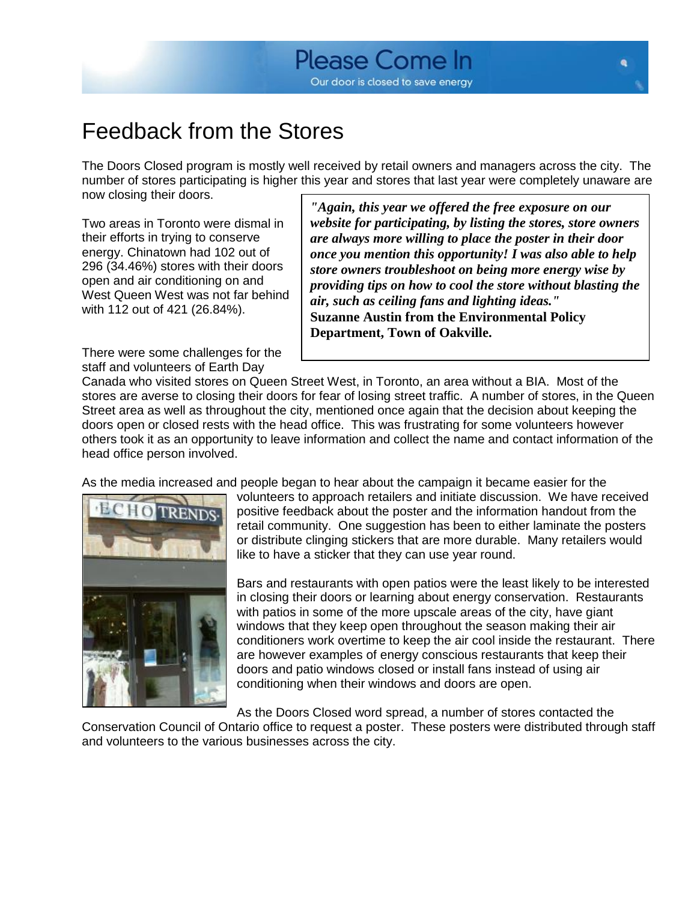# Feedback from the Stores

The Doors Closed program is mostly well received by retail owners and managers across the city. The number of stores participating is higher this year and stores that last year were completely unaware are now closing their doors.

Two areas in Toronto were dismal in their efforts in trying to conserve energy. Chinatown had 102 out of 296 (34.46%) stores with their doors open and air conditioning on and West Queen West was not far behind with 112 out of 421 (26.84%).

> ***"Again, this year we offered the free exposure on our website for participating, by listing the stores, store owners are always more willing to place the poster in their door once you mention this opportunity! I was also able to help store owners troubleshoot on being more energy wise by providing tips on how to cool the store without blasting the air, such as ceiling fans and lighting ideas."***
> **Suzanne Austin from the Environmental Policy Department, Town of Oakville.**

There were some challenges for the staff and volunteers of Earth Day Canada who visited stores on Queen Street West, in Toronto, an area without a BIA. Most of the stores are averse to closing their doors for fear of losing street traffic. A number of stores, in the Queen Street area as well as throughout the city, mentioned once again that the decision about keeping the doors open or closed rests with the head office. This was frustrating for some volunteers however others took it as an opportunity to leave information and collect the name and contact information of the head office person involved.

As the media increased and people began to hear about the campaign it became easier for the volunteers to approach retailers and initiate discussion. We have received positive feedback about the poster and the information handout from the retail community. One suggestion has been to either laminate the posters or distribute clinging stickers that are more durable. Many retailers would like to have a sticker that they can use year round.

Bars and restaurants with open patios were the least likely to be interested in closing their doors or learning about energy conservation. Restaurants with patios in some of the more upscale areas of the city, have giant windows that they keep open throughout the season making their air conditioners work overtime to keep the air cool inside the restaurant. There are however examples of energy conscious restaurants that keep their doors and patio windows closed or install fans instead of using air conditioning when their windows and doors are open.

As the Doors Closed word spread, a number of stores contacted the Conservation Council of Ontario office to request a poster. These posters were distributed through staff and volunteers to the various businesses across the city.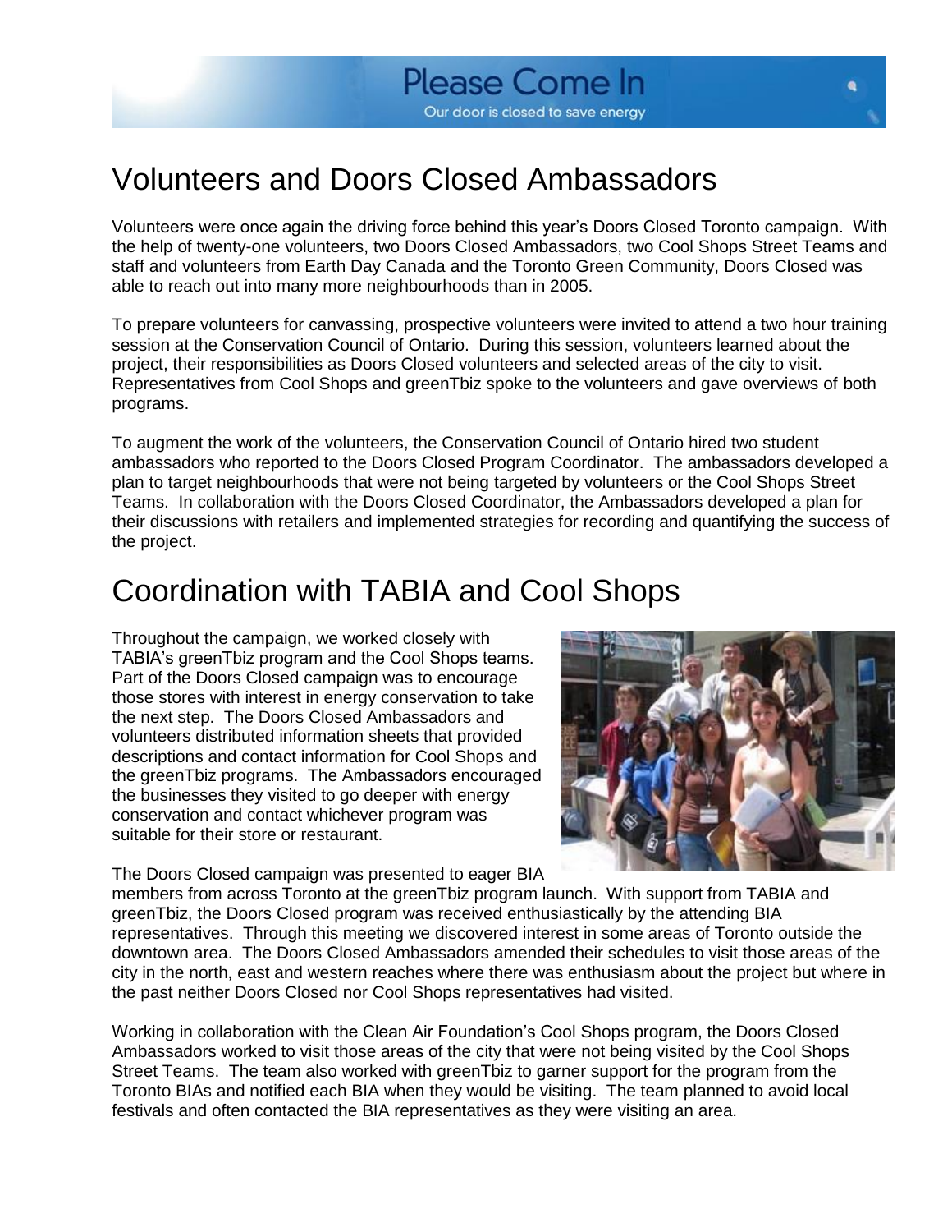# Volunteers and Doors Closed Ambassadors

Volunteers were once again the driving force behind this year's Doors Closed Toronto campaign. With the help of twenty-one volunteers, two Doors Closed Ambassadors, two Cool Shops Street Teams and staff and volunteers from Earth Day Canada and the Toronto Green Community, Doors Closed was able to reach out into many more neighbourhoods than in 2005.

To prepare volunteers for canvassing, prospective volunteers were invited to attend a two hour training session at the Conservation Council of Ontario. During this session, volunteers learned about the project, their responsibilities as Doors Closed volunteers and selected areas of the city to visit. Representatives from Cool Shops and greenTbiz spoke to the volunteers and gave overviews of both programs.

To augment the work of the volunteers, the Conservation Council of Ontario hired two student ambassadors who reported to the Doors Closed Program Coordinator. The ambassadors developed a plan to target neighbourhoods that were not being targeted by volunteers or the Cool Shops Street Teams. In collaboration with the Doors Closed Coordinator, the Ambassadors developed a plan for their discussions with retailers and implemented strategies for recording and quantifying the success of the project.

# Coordination with TABIA and Cool Shops

Throughout the campaign, we worked closely with TABIA's greenTbiz program and the Cool Shops teams. Part of the Doors Closed campaign was to encourage those stores with interest in energy conservation to take the next step. The Doors Closed Ambassadors and volunteers distributed information sheets that provided descriptions and contact information for Cool Shops and the greenTbiz programs. The Ambassadors encouraged the businesses they visited to go deeper with energy conservation and contact whichever program was suitable for their store or restaurant.

The Doors Closed campaign was presented to eager BIA members from across Toronto at the greenTbiz program launch. With support from TABIA and greenTbiz, the Doors Closed program was received enthusiastically by the attending BIA representatives. Through this meeting we discovered interest in some areas of Toronto outside the downtown area. The Doors Closed Ambassadors amended their schedules to visit those areas of the city in the north, east and western reaches where there was enthusiasm about the project but where in the past neither Doors Closed nor Cool Shops representatives had visited.

Working in collaboration with the Clean Air Foundation's Cool Shops program, the Doors Closed Ambassadors worked to visit those areas of the city that were not being visited by the Cool Shops Street Teams. The team also worked with greenTbiz to garner support for the program from the Toronto BIAs and notified each BIA when they would be visiting. The team planned to avoid local festivals and often contacted the BIA representatives as they were visiting an area.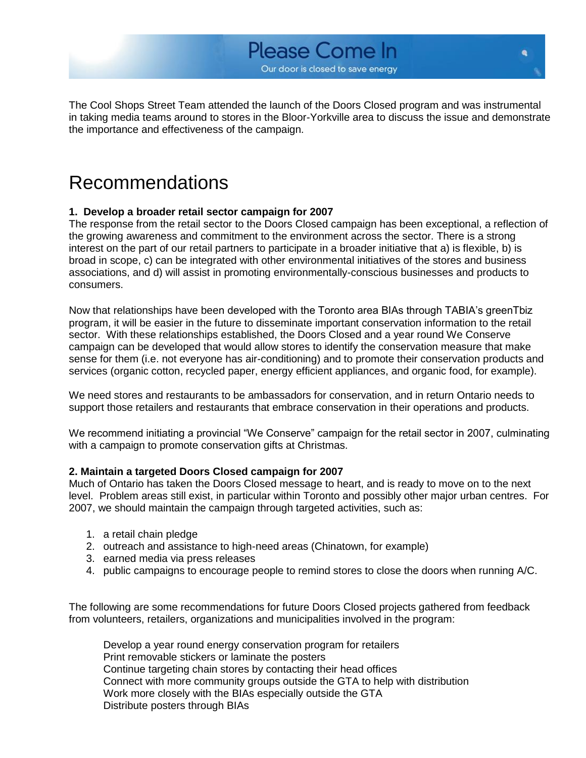Please Come In

Our door is closed to save energy

The Cool Shops Street Team attended the launch of the Doors Closed program and was instrumental in taking media teams around to stores in the Bloor-Yorkville area to discuss the issue and demonstrate the importance and effectiveness of the campaign.

# Recommendations

**1. Develop a broader retail sector campaign for 2007**

The response from the retail sector to the Doors Closed campaign has been exceptional, a reflection of the growing awareness and commitment to the environment across the sector. There is a strong interest on the part of our retail partners to participate in a broader initiative that a) is flexible, b) is broad in scope, c) can be integrated with other environmental initiatives of the stores and business associations, and d) will assist in promoting environmentally-conscious businesses and products to consumers.

Now that relationships have been developed with the Toronto area BIAs through TABIA's greenTbiz program, it will be easier in the future to disseminate important conservation information to the retail sector. With these relationships established, the Doors Closed and a year round We Conserve campaign can be developed that would allow stores to identify the conservation measure that make sense for them (i.e. not everyone has air-conditioning) and to promote their conservation products and services (organic cotton, recycled paper, energy efficient appliances, and organic food, for example).

We need stores and restaurants to be ambassadors for conservation, and in return Ontario needs to support those retailers and restaurants that embrace conservation in their operations and products.

We recommend initiating a provincial "We Conserve" campaign for the retail sector in 2007, culminating with a campaign to promote conservation gifts at Christmas.

**2. Maintain a targeted Doors Closed campaign for 2007**

Much of Ontario has taken the Doors Closed message to heart, and is ready to move on to the next level. Problem areas still exist, in particular within Toronto and possibly other major urban centres. For 2007, we should maintain the campaign through targeted activities, such as:

1. a retail chain pledge
2. outreach and assistance to high-need areas (Chinatown, for example)
3. earned media via press releases
4. public campaigns to encourage people to remind stores to close the doors when running A/C.

The following are some recommendations for future Doors Closed projects gathered from feedback from volunteers, retailers, organizations and municipalities involved in the program:

- Develop a year round energy conservation program for retailers
- Print removable stickers or laminate the posters
- Continue targeting chain stores by contacting their head offices
- Connect with more community groups outside the GTA to help with distribution
- Work more closely with the BIAs especially outside the GTA
- Distribute posters through BIAs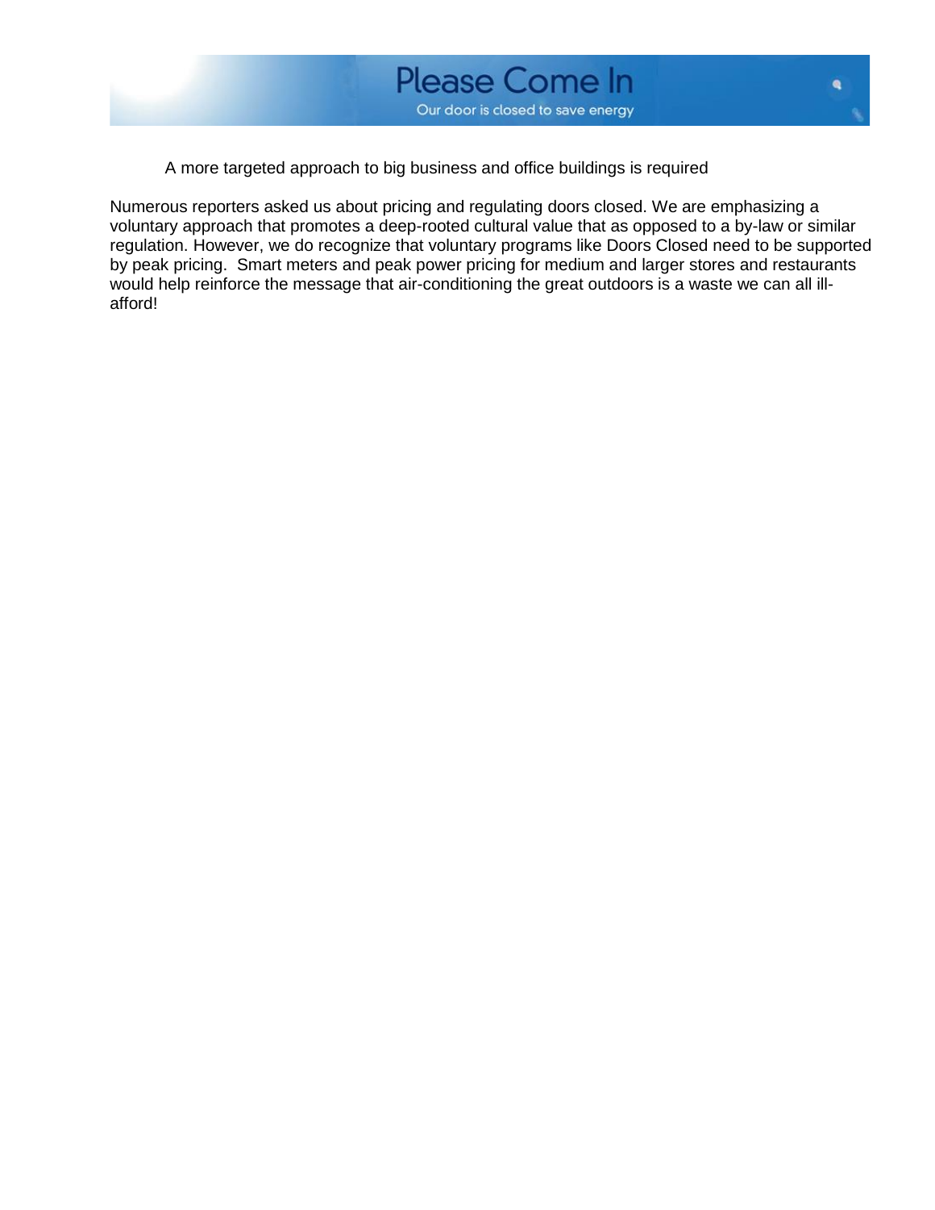Please Come In

Our door is closed to save energy

A more targeted approach to big business and office buildings is required

Numerous reporters asked us about pricing and regulating doors closed. We are emphasizing a voluntary approach that promotes a deep-rooted cultural value that as opposed to a by-law or similar regulation. However, we do recognize that voluntary programs like Doors Closed need to be supported by peak pricing.  Smart meters and peak power pricing for medium and larger stores and restaurants would help reinforce the message that air-conditioning the great outdoors is a waste we can all ill-afford!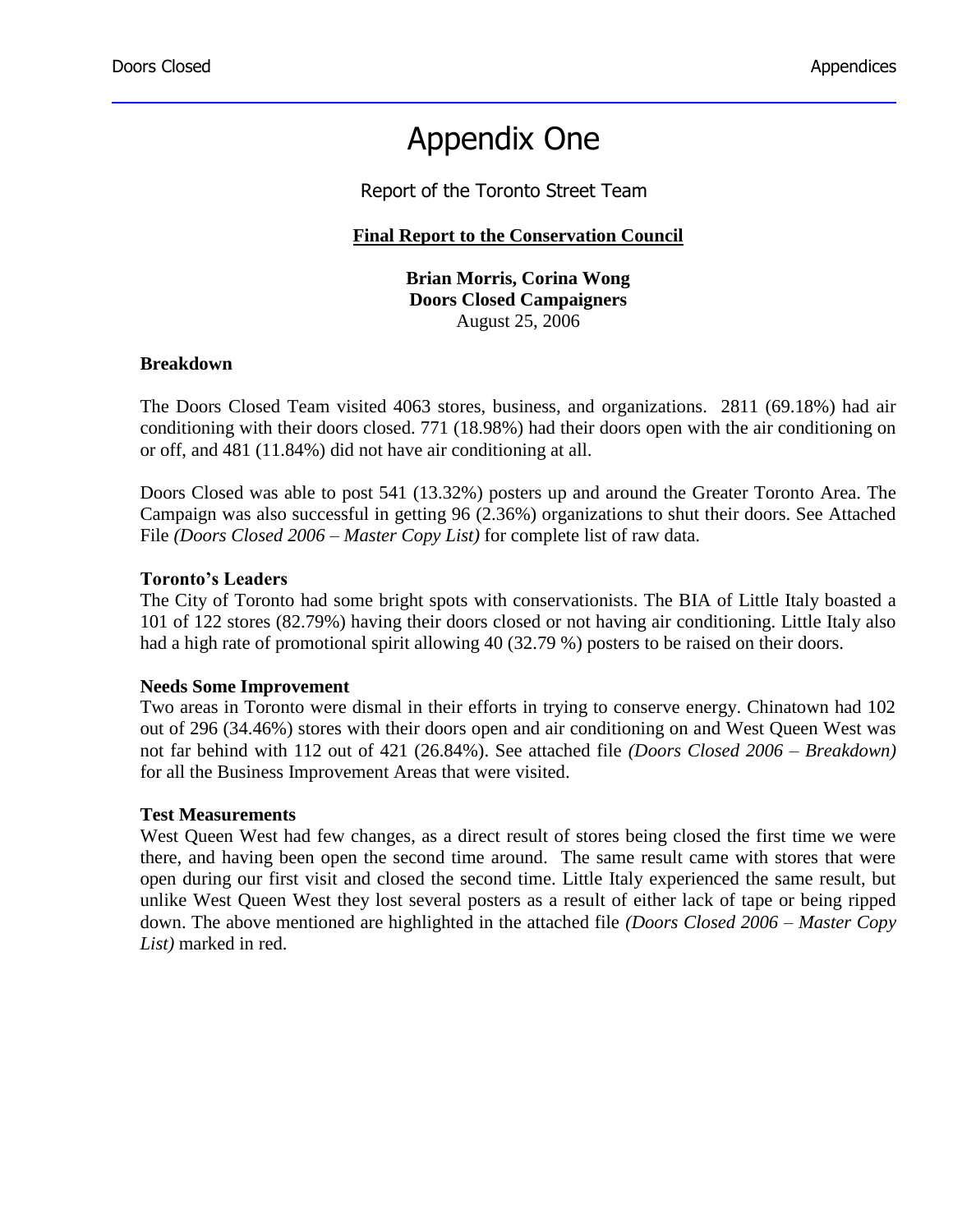# Appendix One

Report of the Toronto Street Team

**Final Report to the Conservation Council**

**Brian Morris, Corina Wong**
**Doors Closed Campaigners**
August 25, 2006

**Breakdown**

The Doors Closed Team visited 4063 stores, business, and organizations. 2811 (69.18%) had air conditioning with their doors closed. 771 (18.98%) had their doors open with the air conditioning on or off, and 481 (11.84%) did not have air conditioning at all.

Doors Closed was able to post 541 (13.32%) posters up and around the Greater Toronto Area. The Campaign was also successful in getting 96 (2.36%) organizations to shut their doors. See Attached File *(Doors Closed 2006 – Master Copy List)* for complete list of raw data.

**Toronto's Leaders**

The City of Toronto had some bright spots with conservationists. The BIA of Little Italy boasted a 101 of 122 stores (82.79%) having their doors closed or not having air conditioning. Little Italy also had a high rate of promotional spirit allowing 40 (32.79 %) posters to be raised on their doors.

**Needs Some Improvement**

Two areas in Toronto were dismal in their efforts in trying to conserve energy. Chinatown had 102 out of 296 (34.46%) stores with their doors open and air conditioning on and West Queen West was not far behind with 112 out of 421 (26.84%). See attached file *(Doors Closed 2006 – Breakdown)* for all the Business Improvement Areas that were visited.

**Test Measurements**

West Queen West had few changes, as a direct result of stores being closed the first time we were there, and having been open the second time around. The same result came with stores that were open during our first visit and closed the second time. Little Italy experienced the same result, but unlike West Queen West they lost several posters as a result of either lack of tape or being ripped down. The above mentioned are highlighted in the attached file *(Doors Closed 2006 – Master Copy List)* marked in red.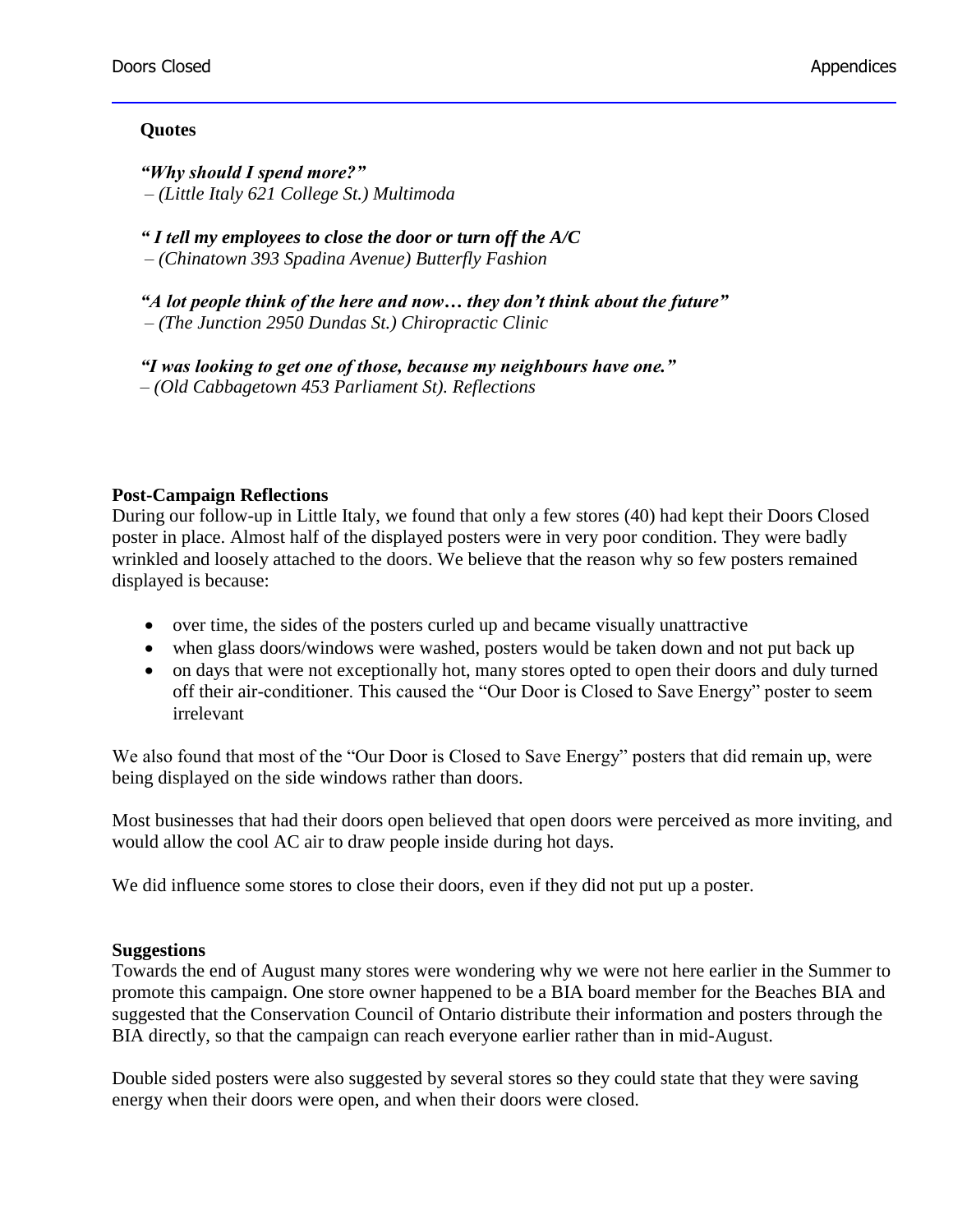**Quotes**

***"Why should I spend more?"***
*– (Little Italy 621 College St.) Multimoda*

***" I tell my employees to close the door or turn off the A/C***
*– (Chinatown 393 Spadina Avenue) Butterfly Fashion*

***"A lot people think of the here and now… they don't think about the future"***
*– (The Junction 2950 Dundas St.) Chiropractic Clinic*

***"I was looking to get one of those, because my neighbours have one."***
*– (Old Cabbagetown 453 Parliament St). Reflections*

**Post-Campaign Reflections**

During our follow-up in Little Italy, we found that only a few stores (40) had kept their Doors Closed poster in place. Almost half of the displayed posters were in very poor condition. They were badly wrinkled and loosely attached to the doors. We believe that the reason why so few posters remained displayed is because:

- over time, the sides of the posters curled up and became visually unattractive
- when glass doors/windows were washed, posters would be taken down and not put back up
- on days that were not exceptionally hot, many stores opted to open their doors and duly turned off their air-conditioner. This caused the "Our Door is Closed to Save Energy" poster to seem irrelevant

We also found that most of the "Our Door is Closed to Save Energy" posters that did remain up, were being displayed on the side windows rather than doors.

Most businesses that had their doors open believed that open doors were perceived as more inviting, and would allow the cool AC air to draw people inside during hot days.

We did influence some stores to close their doors, even if they did not put up a poster.

**Suggestions**

Towards the end of August many stores were wondering why we were not here earlier in the Summer to promote this campaign. One store owner happened to be a BIA board member for the Beaches BIA and suggested that the Conservation Council of Ontario distribute their information and posters through the BIA directly, so that the campaign can reach everyone earlier rather than in mid-August.

Double sided posters were also suggested by several stores so they could state that they were saving energy when their doors were open, and when their doors were closed.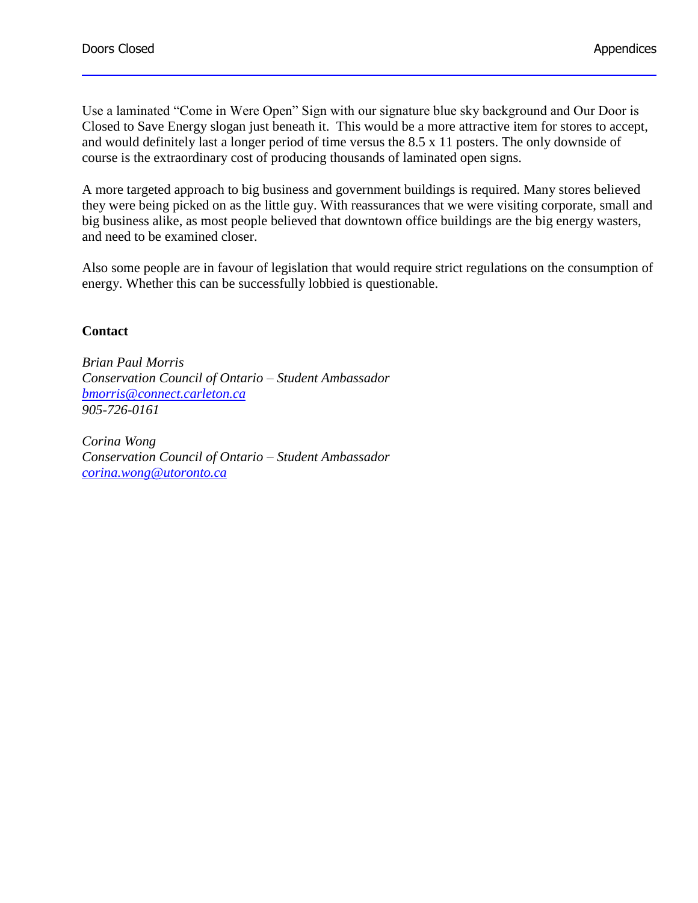Use a laminated “Come in Were Open” Sign with our signature blue sky background and Our Door is Closed to Save Energy slogan just beneath it. This would be a more attractive item for stores to accept, and would definitely last a longer period of time versus the 8.5 x 11 posters. The only downside of course is the extraordinary cost of producing thousands of laminated open signs.

A more targeted approach to big business and government buildings is required. Many stores believed they were being picked on as the little guy. With reassurances that we were visiting corporate, small and big business alike, as most people believed that downtown office buildings are the big energy wasters, and need to be examined closer.

Also some people are in favour of legislation that would require strict regulations on the consumption of energy. Whether this can be successfully lobbied is questionable.

**Contact**

*Brian Paul Morris*
*Conservation Council of Ontario – Student Ambassador*
*bmorris@connect.carleton.ca*
*905-726-0161*

*Corina Wong*
*Conservation Council of Ontario – Student Ambassador*
*corina.wong@utoronto.ca*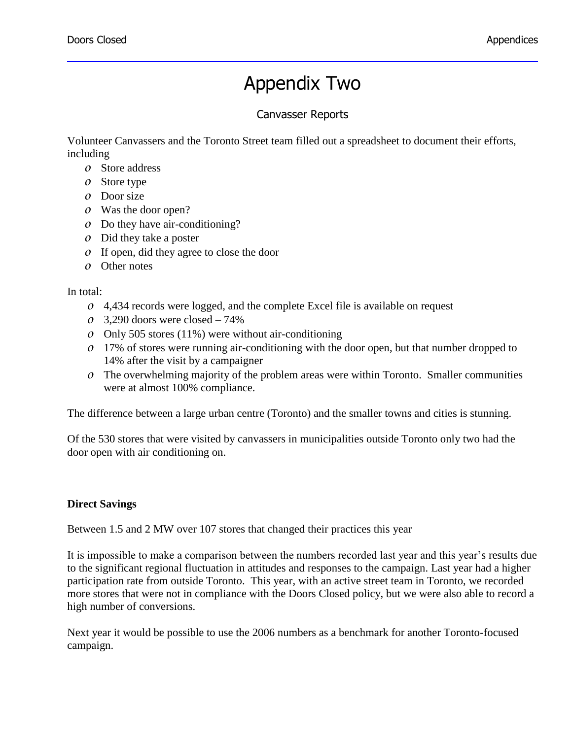# Appendix Two

## Canvasser Reports

Volunteer Canvassers and the Toronto Street team filled out a spreadsheet to document their efforts, including

- Store address
- Store type
- Door size
- Was the door open?
- Do they have air-conditioning?
- Did they take a poster
- If open, did they agree to close the door
- Other notes

In total:

- 4,434 records were logged, and the complete Excel file is available on request
- 3,290 doors were closed – 74%
- Only 505 stores (11%) were without air-conditioning
- 17% of stores were running air-conditioning with the door open, but that number dropped to 14% after the visit by a campaigner
- The overwhelming majority of the problem areas were within Toronto. Smaller communities were at almost 100% compliance.

The difference between a large urban centre (Toronto) and the smaller towns and cities is stunning.

Of the 530 stores that were visited by canvassers in municipalities outside Toronto only two had the door open with air conditioning on.

**Direct Savings**

Between 1.5 and 2 MW over 107 stores that changed their practices this year

It is impossible to make a comparison between the numbers recorded last year and this year's results due to the significant regional fluctuation in attitudes and responses to the campaign. Last year had a higher participation rate from outside Toronto. This year, with an active street team in Toronto, we recorded more stores that were not in compliance with the Doors Closed policy, but we were also able to record a high number of conversions.

Next year it would be possible to use the 2006 numbers as a benchmark for another Toronto-focused campaign.